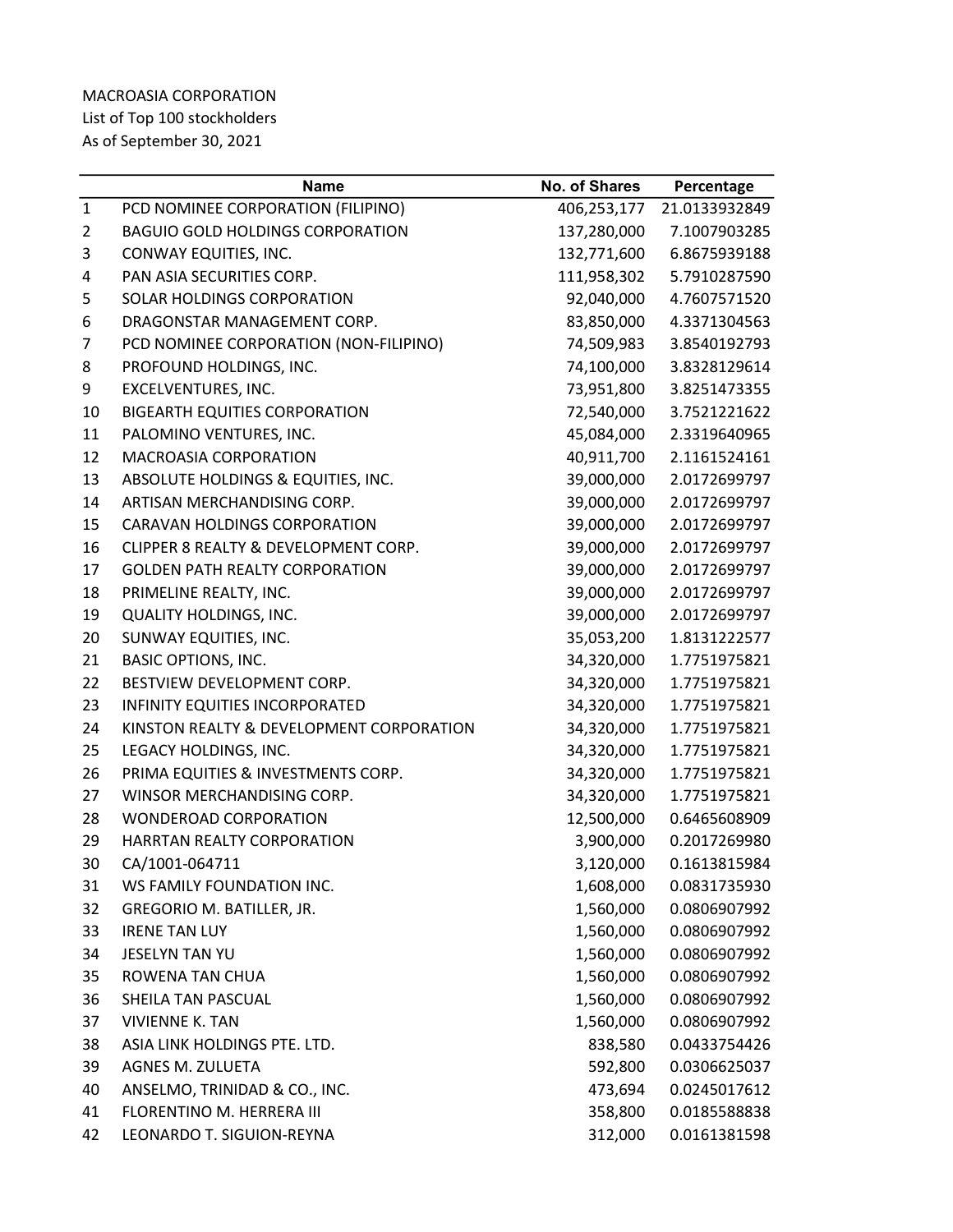MACROASIA CORPORATION
List of Top 100 stockholders
As of September 30, 2021

| | Name | No. of Shares | Percentage |
|---|---|---|---|
| 1 | PCD NOMINEE CORPORATION (FILIPINO) | 406,253,177 | 21.0133932849 |
| 2 | BAGUIO GOLD HOLDINGS CORPORATION | 137,280,000 | 7.1007903285 |
| 3 | CONWAY EQUITIES, INC. | 132,771,600 | 6.8675939188 |
| 4 | PAN ASIA SECURITIES CORP. | 111,958,302 | 5.7910287590 |
| 5 | SOLAR HOLDINGS CORPORATION | 92,040,000 | 4.7607571520 |
| 6 | DRAGONSTAR MANAGEMENT CORP. | 83,850,000 | 4.3371304563 |
| 7 | PCD NOMINEE CORPORATION (NON-FILIPINO) | 74,509,983 | 3.8540192793 |
| 8 | PROFOUND HOLDINGS, INC. | 74,100,000 | 3.8328129614 |
| 9 | EXCELVENTURES, INC. | 73,951,800 | 3.8251473355 |
| 10 | BIGEARTH EQUITIES CORPORATION | 72,540,000 | 3.7521221622 |
| 11 | PALOMINO VENTURES, INC. | 45,084,000 | 2.3319640965 |
| 12 | MACROASIA CORPORATION | 40,911,700 | 2.1161524161 |
| 13 | ABSOLUTE HOLDINGS & EQUITIES, INC. | 39,000,000 | 2.0172699797 |
| 14 | ARTISAN MERCHANDISING CORP. | 39,000,000 | 2.0172699797 |
| 15 | CARAVAN HOLDINGS CORPORATION | 39,000,000 | 2.0172699797 |
| 16 | CLIPPER 8 REALTY & DEVELOPMENT CORP. | 39,000,000 | 2.0172699797 |
| 17 | GOLDEN PATH REALTY CORPORATION | 39,000,000 | 2.0172699797 |
| 18 | PRIMELINE REALTY, INC. | 39,000,000 | 2.0172699797 |
| 19 | QUALITY HOLDINGS, INC. | 39,000,000 | 2.0172699797 |
| 20 | SUNWAY EQUITIES, INC. | 35,053,200 | 1.8131222577 |
| 21 | BASIC OPTIONS, INC. | 34,320,000 | 1.7751975821 |
| 22 | BESTVIEW DEVELOPMENT CORP. | 34,320,000 | 1.7751975821 |
| 23 | INFINITY EQUITIES INCORPORATED | 34,320,000 | 1.7751975821 |
| 24 | KINSTON REALTY & DEVELOPMENT CORPORATION | 34,320,000 | 1.7751975821 |
| 25 | LEGACY HOLDINGS, INC. | 34,320,000 | 1.7751975821 |
| 26 | PRIMA EQUITIES & INVESTMENTS CORP. | 34,320,000 | 1.7751975821 |
| 27 | WINSOR MERCHANDISING CORP. | 34,320,000 | 1.7751975821 |
| 28 | WONDEROAD CORPORATION | 12,500,000 | 0.6465608909 |
| 29 | HARRTAN REALTY CORPORATION | 3,900,000 | 0.2017269980 |
| 30 | CA/1001-064711 | 3,120,000 | 0.1613815984 |
| 31 | WS FAMILY FOUNDATION INC. | 1,608,000 | 0.0831735930 |
| 32 | GREGORIO M. BATILLER, JR. | 1,560,000 | 0.0806907992 |
| 33 | IRENE TAN LUY | 1,560,000 | 0.0806907992 |
| 34 | JESELYN TAN YU | 1,560,000 | 0.0806907992 |
| 35 | ROWENA TAN CHUA | 1,560,000 | 0.0806907992 |
| 36 | SHEILA TAN PASCUAL | 1,560,000 | 0.0806907992 |
| 37 | VIVIENNE K. TAN | 1,560,000 | 0.0806907992 |
| 38 | ASIA LINK HOLDINGS PTE. LTD. | 838,580 | 0.0433754426 |
| 39 | AGNES M. ZULUETA | 592,800 | 0.0306625037 |
| 40 | ANSELMO, TRINIDAD & CO., INC. | 473,694 | 0.0245017612 |
| 41 | FLORENTINO M. HERRERA III | 358,800 | 0.0185588838 |
| 42 | LEONARDO T. SIGUION-REYNA | 312,000 | 0.0161381598 |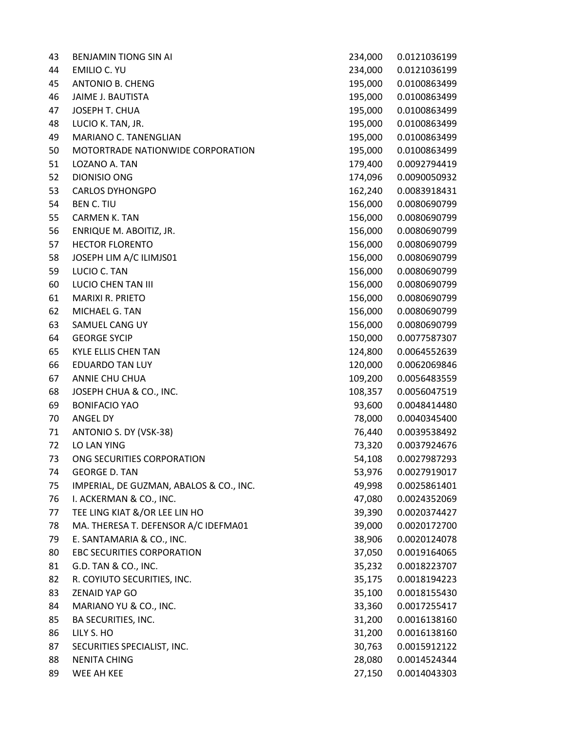| | | | |
|---|---|---|---|
| 43 | BENJAMIN TIONG SIN AI | 234,000 | 0.0121036199 |
| 44 | EMILIO C. YU | 234,000 | 0.0121036199 |
| 45 | ANTONIO B. CHENG | 195,000 | 0.0100863499 |
| 46 | JAIME J. BAUTISTA | 195,000 | 0.0100863499 |
| 47 | JOSEPH T. CHUA | 195,000 | 0.0100863499 |
| 48 | LUCIO K. TAN, JR. | 195,000 | 0.0100863499 |
| 49 | MARIANO C. TANENGLIAN | 195,000 | 0.0100863499 |
| 50 | MOTORTRADE NATIONWIDE CORPORATION | 195,000 | 0.0100863499 |
| 51 | LOZANO A. TAN | 179,400 | 0.0092794419 |
| 52 | DIONISIO ONG | 174,096 | 0.0090050932 |
| 53 | CARLOS DYHONGPO | 162,240 | 0.0083918431 |
| 54 | BEN C. TIU | 156,000 | 0.0080690799 |
| 55 | CARMEN K. TAN | 156,000 | 0.0080690799 |
| 56 | ENRIQUE M. ABOITIZ, JR. | 156,000 | 0.0080690799 |
| 57 | HECTOR FLORENTO | 156,000 | 0.0080690799 |
| 58 | JOSEPH LIM A/C ILIMJS01 | 156,000 | 0.0080690799 |
| 59 | LUCIO C. TAN | 156,000 | 0.0080690799 |
| 60 | LUCIO CHEN TAN III | 156,000 | 0.0080690799 |
| 61 | MARIXI R. PRIETO | 156,000 | 0.0080690799 |
| 62 | MICHAEL G. TAN | 156,000 | 0.0080690799 |
| 63 | SAMUEL CANG UY | 156,000 | 0.0080690799 |
| 64 | GEORGE SYCIP | 150,000 | 0.0077587307 |
| 65 | KYLE ELLIS CHEN TAN | 124,800 | 0.0064552639 |
| 66 | EDUARDO TAN LUY | 120,000 | 0.0062069846 |
| 67 | ANNIE CHU CHUA | 109,200 | 0.0056483559 |
| 68 | JOSEPH CHUA & CO., INC. | 108,357 | 0.0056047519 |
| 69 | BONIFACIO YAO | 93,600 | 0.0048414480 |
| 70 | ANGEL DY | 78,000 | 0.0040345400 |
| 71 | ANTONIO S. DY (VSK-38) | 76,440 | 0.0039538492 |
| 72 | LO LAN YING | 73,320 | 0.0037924676 |
| 73 | ONG SECURITIES CORPORATION | 54,108 | 0.0027987293 |
| 74 | GEORGE D. TAN | 53,976 | 0.0027919017 |
| 75 | IMPERIAL, DE GUZMAN, ABALOS & CO., INC. | 49,998 | 0.0025861401 |
| 76 | I. ACKERMAN & CO., INC. | 47,080 | 0.0024352069 |
| 77 | TEE LING KIAT &/OR LEE LIN HO | 39,390 | 0.0020374427 |
| 78 | MA. THERESA T. DEFENSOR A/C IDEFMA01 | 39,000 | 0.0020172700 |
| 79 | E. SANTAMARIA & CO., INC. | 38,906 | 0.0020124078 |
| 80 | EBC SECURITIES CORPORATION | 37,050 | 0.0019164065 |
| 81 | G.D. TAN & CO., INC. | 35,232 | 0.0018223707 |
| 82 | R. COYIUTO SECURITIES, INC. | 35,175 | 0.0018194223 |
| 83 | ZENAID YAP GO | 35,100 | 0.0018155430 |
| 84 | MARIANO YU & CO., INC. | 33,360 | 0.0017255417 |
| 85 | BA SECURITIES, INC. | 31,200 | 0.0016138160 |
| 86 | LILY S. HO | 31,200 | 0.0016138160 |
| 87 | SECURITIES SPECIALIST, INC. | 30,763 | 0.0015912122 |
| 88 | NENITA CHING | 28,080 | 0.0014524344 |
| 89 | WEE AH KEE | 27,150 | 0.0014043303 |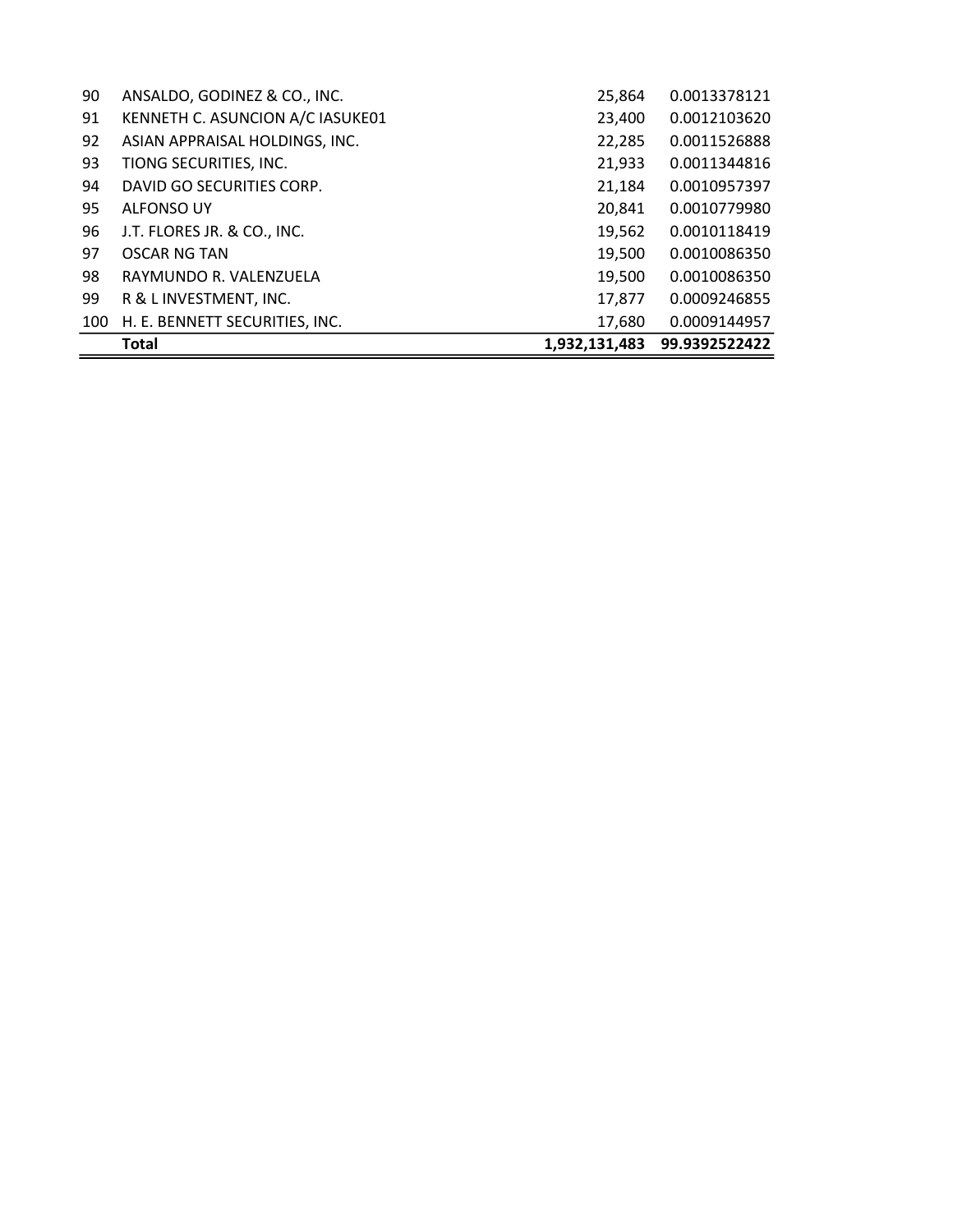| | | | |
|---|---|---|---|
| 90 | ANSALDO, GODINEZ & CO., INC. | 25,864 | 0.0013378121 |
| 91 | KENNETH C. ASUNCION A/C IASUKE01 | 23,400 | 0.0012103620 |
| 92 | ASIAN APPRAISAL HOLDINGS, INC. | 22,285 | 0.0011526888 |
| 93 | TIONG SECURITIES, INC. | 21,933 | 0.0011344816 |
| 94 | DAVID GO SECURITIES CORP. | 21,184 | 0.0010957397 |
| 95 | ALFONSO UY | 20,841 | 0.0010779980 |
| 96 | J.T. FLORES JR. & CO., INC. | 19,562 | 0.0010118419 |
| 97 | OSCAR NG TAN | 19,500 | 0.0010086350 |
| 98 | RAYMUNDO R. VALENZUELA | 19,500 | 0.0010086350 |
| 99 | R & L INVESTMENT, INC. | 17,877 | 0.0009246855 |
| 100 | H. E. BENNETT SECURITIES, INC. | 17,680 | 0.0009144957 |
| | **Total** | **1,932,131,483** | **99.9392522422** |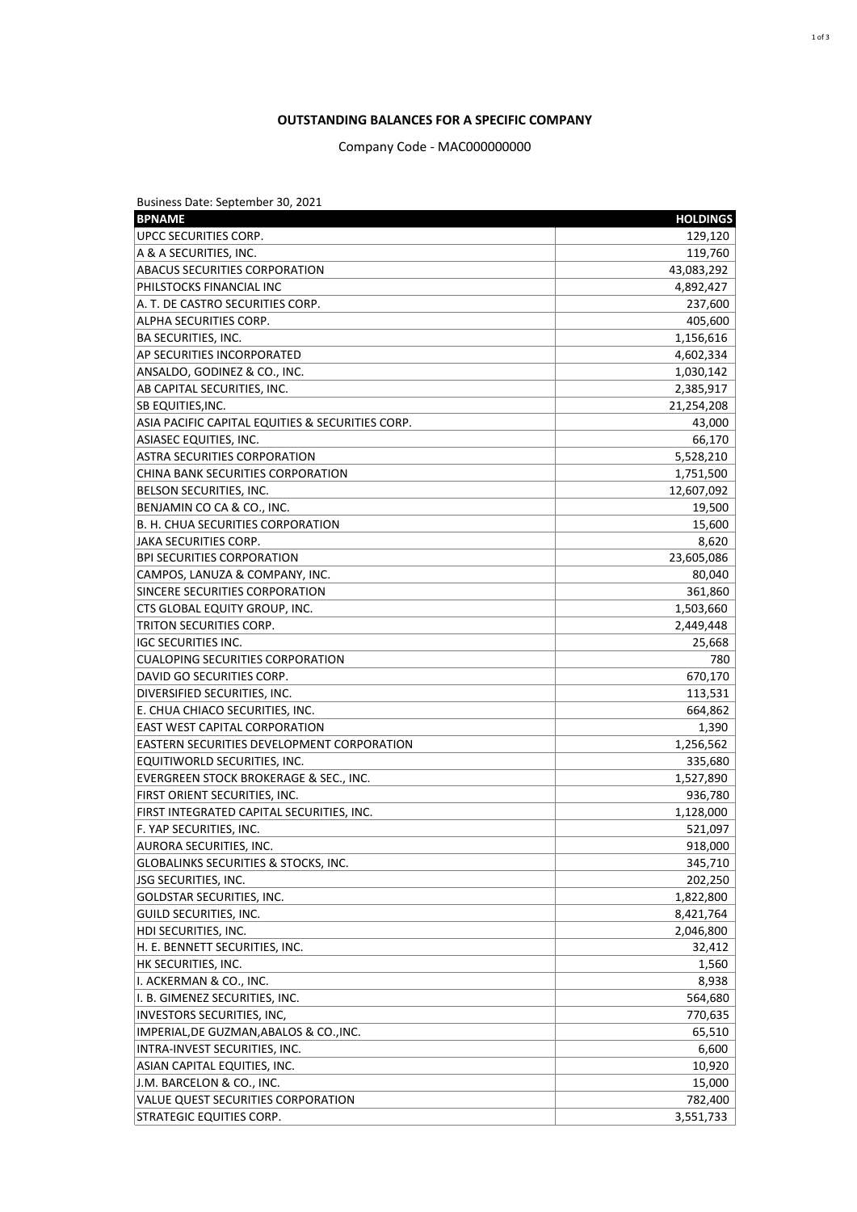**OUTSTANDING BALANCES FOR A SPECIFIC COMPANY**

Company Code - MAC000000000

Business Date: September 30, 2021

| BPNAME | HOLDINGS |
|---|---|
| UPCC SECURITIES CORP. | 129,120 |
| A & A SECURITIES, INC. | 119,760 |
| ABACUS SECURITIES CORPORATION | 43,083,292 |
| PHILSTOCKS FINANCIAL INC | 4,892,427 |
| A. T. DE CASTRO SECURITIES CORP. | 237,600 |
| ALPHA SECURITIES CORP. | 405,600 |
| BA SECURITIES, INC. | 1,156,616 |
| AP SECURITIES INCORPORATED | 4,602,334 |
| ANSALDO, GODINEZ & CO., INC. | 1,030,142 |
| AB CAPITAL SECURITIES, INC. | 2,385,917 |
| SB EQUITIES,INC. | 21,254,208 |
| ASIA PACIFIC CAPITAL EQUITIES & SECURITIES CORP. | 43,000 |
| ASIASEC EQUITIES, INC. | 66,170 |
| ASTRA SECURITIES CORPORATION | 5,528,210 |
| CHINA BANK SECURITIES CORPORATION | 1,751,500 |
| BELSON SECURITIES, INC. | 12,607,092 |
| BENJAMIN CO CA & CO., INC. | 19,500 |
| B. H. CHUA SECURITIES CORPORATION | 15,600 |
| JAKA SECURITIES CORP. | 8,620 |
| BPI SECURITIES CORPORATION | 23,605,086 |
| CAMPOS, LANUZA & COMPANY, INC. | 80,040 |
| SINCERE SECURITIES CORPORATION | 361,860 |
| CTS GLOBAL EQUITY GROUP, INC. | 1,503,660 |
| TRITON SECURITIES CORP. | 2,449,448 |
| IGC SECURITIES INC. | 25,668 |
| CUALOPING SECURITIES CORPORATION | 780 |
| DAVID GO SECURITIES CORP. | 670,170 |
| DIVERSIFIED SECURITIES, INC. | 113,531 |
| E. CHUA CHIACO SECURITIES, INC. | 664,862 |
| EAST WEST CAPITAL CORPORATION | 1,390 |
| EASTERN SECURITIES DEVELOPMENT CORPORATION | 1,256,562 |
| EQUITIWORLD SECURITIES, INC. | 335,680 |
| EVERGREEN STOCK BROKERAGE & SEC., INC. | 1,527,890 |
| FIRST ORIENT SECURITIES, INC. | 936,780 |
| FIRST INTEGRATED CAPITAL SECURITIES, INC. | 1,128,000 |
| F. YAP SECURITIES, INC. | 521,097 |
| AURORA SECURITIES, INC. | 918,000 |
| GLOBALINKS SECURITIES & STOCKS, INC. | 345,710 |
| JSG SECURITIES, INC. | 202,250 |
| GOLDSTAR SECURITIES, INC. | 1,822,800 |
| GUILD SECURITIES, INC. | 8,421,764 |
| HDI SECURITIES, INC. | 2,046,800 |
| H. E. BENNETT SECURITIES, INC. | 32,412 |
| HK SECURITIES, INC. | 1,560 |
| I. ACKERMAN & CO., INC. | 8,938 |
| I. B. GIMENEZ SECURITIES, INC. | 564,680 |
| INVESTORS SECURITIES, INC, | 770,635 |
| IMPERIAL,DE GUZMAN,ABALOS & CO.,INC. | 65,510 |
| INTRA-INVEST SECURITIES, INC. | 6,600 |
| ASIAN CAPITAL EQUITIES, INC. | 10,920 |
| J.M. BARCELON & CO., INC. | 15,000 |
| VALUE QUEST SECURITIES CORPORATION | 782,400 |
| STRATEGIC EQUITIES CORP. | 3,551,733 |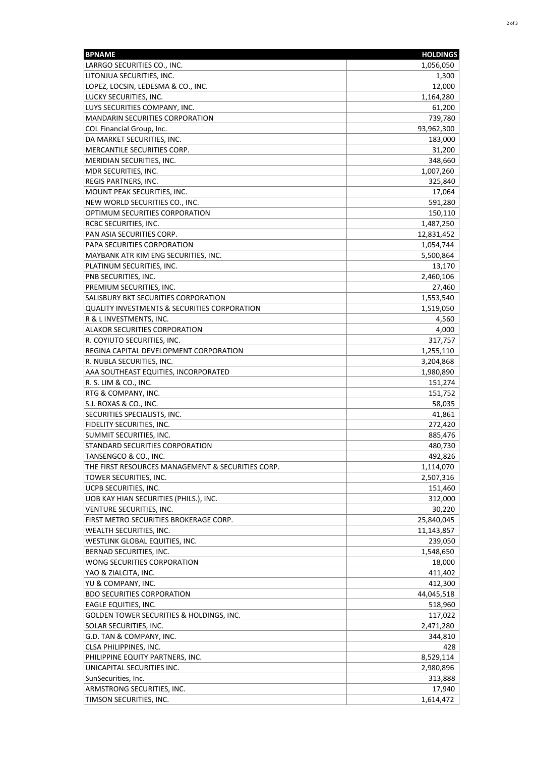| BPNAME | HOLDINGS |
|---|---|
| LARRGO SECURITIES CO., INC. | 1,056,050 |
| LITONJUA SECURITIES, INC. | 1,300 |
| LOPEZ, LOCSIN, LEDESMA & CO., INC. | 12,000 |
| LUCKY SECURITIES, INC. | 1,164,280 |
| LUYS SECURITIES COMPANY, INC. | 61,200 |
| MANDARIN SECURITIES CORPORATION | 739,780 |
| COL Financial Group, Inc. | 93,962,300 |
| DA MARKET SECURITIES, INC. | 183,000 |
| MERCANTILE SECURITIES CORP. | 31,200 |
| MERIDIAN SECURITIES, INC. | 348,660 |
| MDR SECURITIES, INC. | 1,007,260 |
| REGIS PARTNERS, INC. | 325,840 |
| MOUNT PEAK SECURITIES, INC. | 17,064 |
| NEW WORLD SECURITIES CO., INC. | 591,280 |
| OPTIMUM SECURITIES CORPORATION | 150,110 |
| RCBC SECURITIES, INC. | 1,487,250 |
| PAN ASIA SECURITIES CORP. | 12,831,452 |
| PAPA SECURITIES CORPORATION | 1,054,744 |
| MAYBANK ATR KIM ENG SECURITIES, INC. | 5,500,864 |
| PLATINUM SECURITIES, INC. | 13,170 |
| PNB SECURITIES, INC. | 2,460,106 |
| PREMIUM SECURITIES, INC. | 27,460 |
| SALISBURY BKT SECURITIES CORPORATION | 1,553,540 |
| QUALITY INVESTMENTS & SECURITIES CORPORATION | 1,519,050 |
| R & L INVESTMENTS, INC. | 4,560 |
| ALAKOR SECURITIES CORPORATION | 4,000 |
| R. COYIUTO SECURITIES, INC. | 317,757 |
| REGINA CAPITAL DEVELOPMENT CORPORATION | 1,255,110 |
| R. NUBLA SECURITIES, INC. | 3,204,868 |
| AAA SOUTHEAST EQUITIES, INCORPORATED | 1,980,890 |
| R. S. LIM & CO., INC. | 151,274 |
| RTG & COMPANY, INC. | 151,752 |
| S.J. ROXAS & CO., INC. | 58,035 |
| SECURITIES SPECIALISTS, INC. | 41,861 |
| FIDELITY SECURITIES, INC. | 272,420 |
| SUMMIT SECURITIES, INC. | 885,476 |
| STANDARD SECURITIES CORPORATION | 480,730 |
| TANSENGCO & CO., INC. | 492,826 |
| THE FIRST RESOURCES MANAGEMENT & SECURITIES CORP. | 1,114,070 |
| TOWER SECURITIES, INC. | 2,507,316 |
| UCPB SECURITIES, INC. | 151,460 |
| UOB KAY HIAN SECURITIES (PHILS.), INC. | 312,000 |
| VENTURE SECURITIES, INC. | 30,220 |
| FIRST METRO SECURITIES BROKERAGE CORP. | 25,840,045 |
| WEALTH SECURITIES, INC. | 11,143,857 |
| WESTLINK GLOBAL EQUITIES, INC. | 239,050 |
| BERNAD SECURITIES, INC. | 1,548,650 |
| WONG SECURITIES CORPORATION | 18,000 |
| YAO & ZIALCITA, INC. | 411,402 |
| YU & COMPANY, INC. | 412,300 |
| BDO SECURITIES CORPORATION | 44,045,518 |
| EAGLE EQUITIES, INC. | 518,960 |
| GOLDEN TOWER SECURITIES & HOLDINGS, INC. | 117,022 |
| SOLAR SECURITIES, INC. | 2,471,280 |
| G.D. TAN & COMPANY, INC. | 344,810 |
| CLSA PHILIPPINES, INC. | 428 |
| PHILIPPINE EQUITY PARTNERS, INC. | 8,529,114 |
| UNICAPITAL SECURITIES INC. | 2,980,896 |
| SunSecurities, Inc. | 313,888 |
| ARMSTRONG SECURITIES, INC. | 17,940 |
| TIMSON SECURITIES, INC. | 1,614,472 |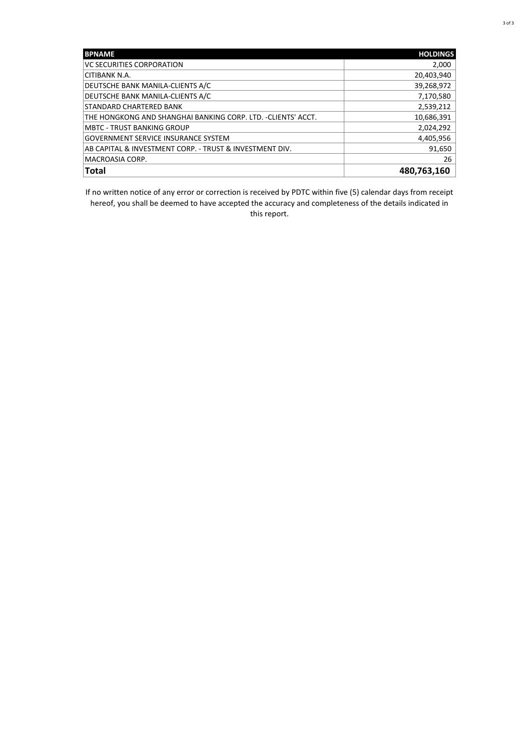| BPNAME | HOLDINGS |
|---|---|
| VC SECURITIES CORPORATION | 2,000 |
| CITIBANK N.A. | 20,403,940 |
| DEUTSCHE BANK MANILA-CLIENTS A/C | 39,268,972 |
| DEUTSCHE BANK MANILA-CLIENTS A/C | 7,170,580 |
| STANDARD CHARTERED BANK | 2,539,212 |
| THE HONGKONG AND SHANGHAI BANKING CORP. LTD. -CLIENTS' ACCT. | 10,686,391 |
| MBTC - TRUST BANKING GROUP | 2,024,292 |
| GOVERNMENT SERVICE INSURANCE SYSTEM | 4,405,956 |
| AB CAPITAL & INVESTMENT CORP. - TRUST & INVESTMENT DIV. | 91,650 |
| MACROASIA CORP. | 26 |
| **Total** | **480,763,160** |

If no written notice of any error or correction is received by PDTC within five (5) calendar days from receipt hereof, you shall be deemed to have accepted the accuracy and completeness of the details indicated in this report.